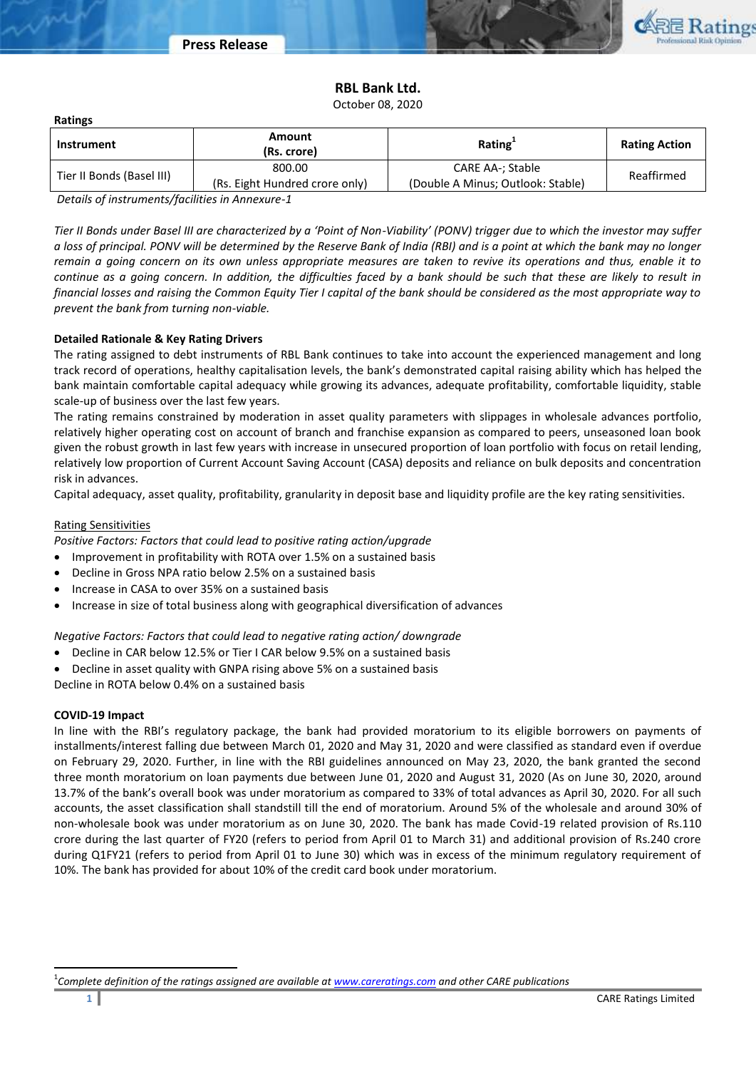# RBL Bank Ltd.

October 08, 2020

**Ratings**

| Instrument | Amount (Rs. crore) | Rating[1] | Rating Action |
|---|---|---|---|
| Tier II Bonds (Basel III) | 800.00 (Rs. Eight Hundred crore only) | CARE AA-; Stable (Double A Minus; Outlook: Stable) | Reaffirmed |

*Details of instruments/facilities in Annexure-1*

*Tier II Bonds under Basel III are characterized by a 'Point of Non-Viability' (PONV) trigger due to which the investor may suffer a loss of principal. PONV will be determined by the Reserve Bank of India (RBI) and is a point at which the bank may no longer remain a going concern on its own unless appropriate measures are taken to revive its operations and thus, enable it to continue as a going concern. In addition, the difficulties faced by a bank should be such that these are likely to result in financial losses and raising the Common Equity Tier I capital of the bank should be considered as the most appropriate way to prevent the bank from turning non-viable.*

**Detailed Rationale & Key Rating Drivers**

The rating assigned to debt instruments of RBL Bank continues to take into account the experienced management and long track record of operations, healthy capitalisation levels, the bank's demonstrated capital raising ability which has helped the bank maintain comfortable capital adequacy while growing its advances, adequate profitability, comfortable liquidity, stable scale-up of business over the last few years.

The rating remains constrained by moderation in asset quality parameters with slippages in wholesale advances portfolio, relatively higher operating cost on account of branch and franchise expansion as compared to peers, unseasoned loan book given the robust growth in last few years with increase in unsecured proportion of loan portfolio with focus on retail lending, relatively low proportion of Current Account Saving Account (CASA) deposits and reliance on bulk deposits and concentration risk in advances.

Capital adequacy, asset quality, profitability, granularity in deposit base and liquidity profile are the key rating sensitivities.

Rating Sensitivities

*Positive Factors: Factors that could lead to positive rating action/upgrade*

- Improvement in profitability with ROTA over 1.5% on a sustained basis
- Decline in Gross NPA ratio below 2.5% on a sustained basis
- Increase in CASA to over 35% on a sustained basis
- Increase in size of total business along with geographical diversification of advances

*Negative Factors: Factors that could lead to negative rating action/ downgrade*

- Decline in CAR below 12.5% or Tier I CAR below 9.5% on a sustained basis
- Decline in asset quality with GNPA rising above 5% on a sustained basis

Decline in ROTA below 0.4% on a sustained basis

**COVID-19 Impact**

In line with the RBI's regulatory package, the bank had provided moratorium to its eligible borrowers on payments of installments/interest falling due between March 01, 2020 and May 31, 2020 and were classified as standard even if overdue on February 29, 2020. Further, in line with the RBI guidelines announced on May 23, 2020, the bank granted the second three month moratorium on loan payments due between June 01, 2020 and August 31, 2020 (As on June 30, 2020, around 13.7% of the bank's overall book was under moratorium as compared to 33% of total advances as April 30, 2020. For all such accounts, the asset classification shall standstill till the end of moratorium. Around 5% of the wholesale and around 30% of non-wholesale book was under moratorium as on June 30, 2020. The bank has made Covid-19 related provision of Rs.110 crore during the last quarter of FY20 (refers to period from April 01 to March 31) and additional provision of Rs.240 crore during Q1FY21 (refers to period from April 01 to June 30) which was in excess of the minimum regulatory requirement of 10%. The bank has provided for about 10% of the credit card book under moratorium.

[1]*Complete definition of the ratings assigned are available at www.careratings.com and other CARE publications*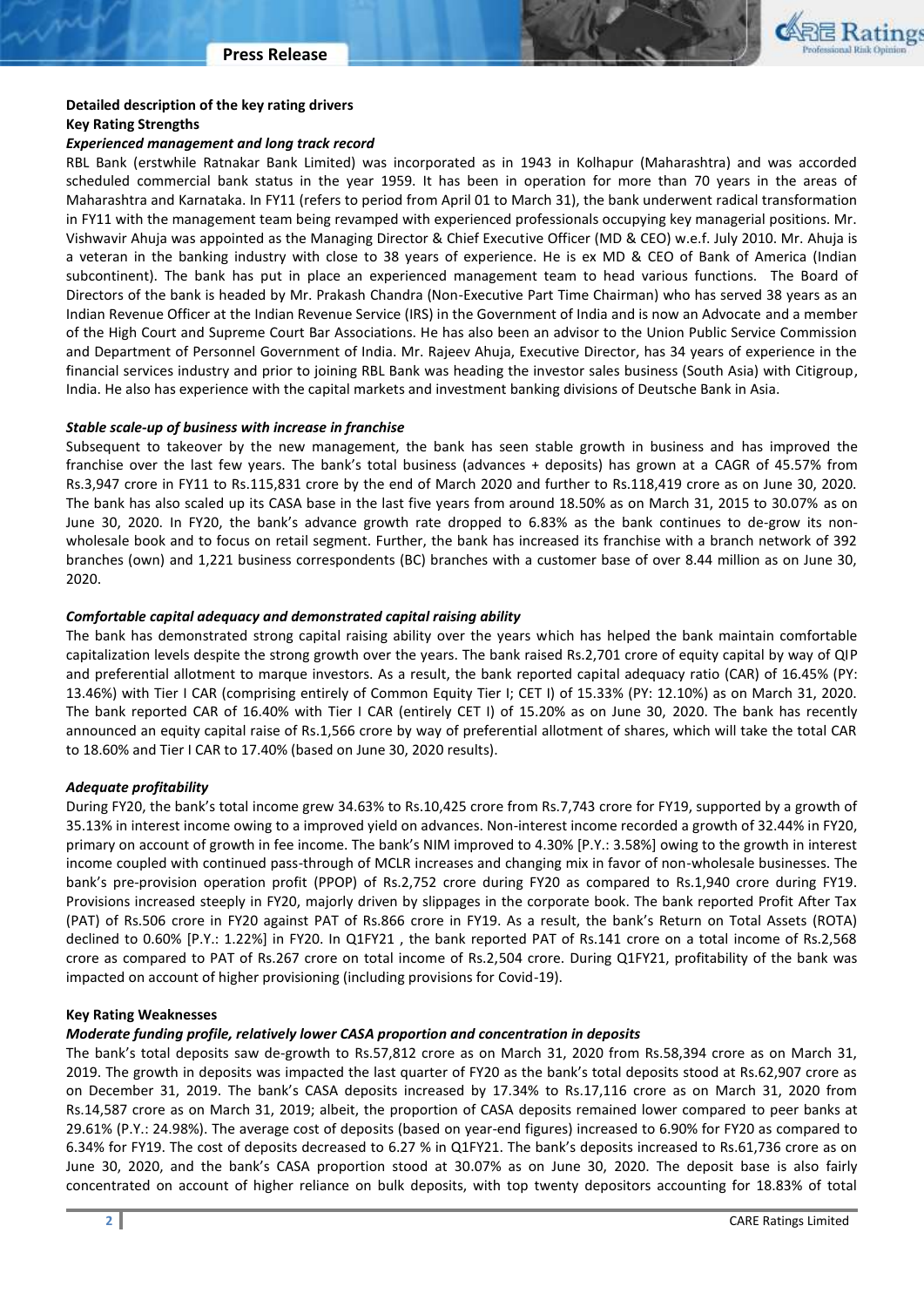## Detailed description of the key rating drivers

### Key Rating Strengths

***Experienced management and long track record***

RBL Bank (erstwhile Ratnakar Bank Limited) was incorporated as in 1943 in Kolhapur (Maharashtra) and was accorded scheduled commercial bank status in the year 1959. It has been in operation for more than 70 years in the areas of Maharashtra and Karnataka. In FY11 (refers to period from April 01 to March 31), the bank underwent radical transformation in FY11 with the management team being revamped with experienced professionals occupying key managerial positions. Mr. Vishwavir Ahuja was appointed as the Managing Director & Chief Executive Officer (MD & CEO) w.e.f. July 2010. Mr. Ahuja is a veteran in the banking industry with close to 38 years of experience. He is ex MD & CEO of Bank of America (Indian subcontinent). The bank has put in place an experienced management team to head various functions. The Board of Directors of the bank is headed by Mr. Prakash Chandra (Non-Executive Part Time Chairman) who has served 38 years as an Indian Revenue Officer at the Indian Revenue Service (IRS) in the Government of India and is now an Advocate and a member of the High Court and Supreme Court Bar Associations. He has also been an advisor to the Union Public Service Commission and Department of Personnel Government of India. Mr. Rajeev Ahuja, Executive Director, has 34 years of experience in the financial services industry and prior to joining RBL Bank was heading the investor sales business (South Asia) with Citigroup, India. He also has experience with the capital markets and investment banking divisions of Deutsche Bank in Asia.

***Stable scale-up of business with increase in franchise***

Subsequent to takeover by the new management, the bank has seen stable growth in business and has improved the franchise over the last few years. The bank's total business (advances + deposits) has grown at a CAGR of 45.57% from Rs.3,947 crore in FY11 to Rs.115,831 crore by the end of March 2020 and further to Rs.118,419 crore as on June 30, 2020. The bank has also scaled up its CASA base in the last five years from around 18.50% as on March 31, 2015 to 30.07% as on June 30, 2020. In FY20, the bank's advance growth rate dropped to 6.83% as the bank continues to de-grow its non-wholesale book and to focus on retail segment. Further, the bank has increased its franchise with a branch network of 392 branches (own) and 1,221 business correspondents (BC) branches with a customer base of over 8.44 million as on June 30, 2020.

***Comfortable capital adequacy and demonstrated capital raising ability***

The bank has demonstrated strong capital raising ability over the years which has helped the bank maintain comfortable capitalization levels despite the strong growth over the years. The bank raised Rs.2,701 crore of equity capital by way of QIP and preferential allotment to marque investors. As a result, the bank reported capital adequacy ratio (CAR) of 16.45% (PY: 13.46%) with Tier I CAR (comprising entirely of Common Equity Tier I; CET I) of 15.33% (PY: 12.10%) as on March 31, 2020. The bank reported CAR of 16.40% with Tier I CAR (entirely CET I) of 15.20% as on June 30, 2020. The bank has recently announced an equity capital raise of Rs.1,566 crore by way of preferential allotment of shares, which will take the total CAR to 18.60% and Tier I CAR to 17.40% (based on June 30, 2020 results).

***Adequate profitability***

During FY20, the bank's total income grew 34.63% to Rs.10,425 crore from Rs.7,743 crore for FY19, supported by a growth of 35.13% in interest income owing to a improved yield on advances. Non-interest income recorded a growth of 32.44% in FY20, primary on account of growth in fee income. The bank's NIM improved to 4.30% [P.Y.: 3.58%] owing to the growth in interest income coupled with continued pass-through of MCLR increases and changing mix in favor of non-wholesale businesses. The bank's pre-provision operation profit (PPOP) of Rs.2,752 crore during FY20 as compared to Rs.1,940 crore during FY19. Provisions increased steeply in FY20, majorly driven by slippages in the corporate book. The bank reported Profit After Tax (PAT) of Rs.506 crore in FY20 against PAT of Rs.866 crore in FY19. As a result, the bank's Return on Total Assets (ROTA) declined to 0.60% [P.Y.: 1.22%] in FY20. In Q1FY21 , the bank reported PAT of Rs.141 crore on a total income of Rs.2,568 crore as compared to PAT of Rs.267 crore on total income of Rs.2,504 crore. During Q1FY21, profitability of the bank was impacted on account of higher provisioning (including provisions for Covid-19).

### Key Rating Weaknesses

***Moderate funding profile, relatively lower CASA proportion and concentration in deposits***

The bank's total deposits saw de-growth to Rs.57,812 crore as on March 31, 2020 from Rs.58,394 crore as on March 31, 2019. The growth in deposits was impacted the last quarter of FY20 as the bank's total deposits stood at Rs.62,907 crore as on December 31, 2019. The bank's CASA deposits increased by 17.34% to Rs.17,116 crore as on March 31, 2020 from Rs.14,587 crore as on March 31, 2019; albeit, the proportion of CASA deposits remained lower compared to peer banks at 29.61% (P.Y.: 24.98%). The average cost of deposits (based on year-end figures) increased to 6.90% for FY20 as compared to 6.34% for FY19. The cost of deposits decreased to 6.27 % in Q1FY21. The bank's deposits increased to Rs.61,736 crore as on June 30, 2020, and the bank's CASA proportion stood at 30.07% as on June 30, 2020. The deposit base is also fairly concentrated on account of higher reliance on bulk deposits, with top twenty depositors accounting for 18.83% of total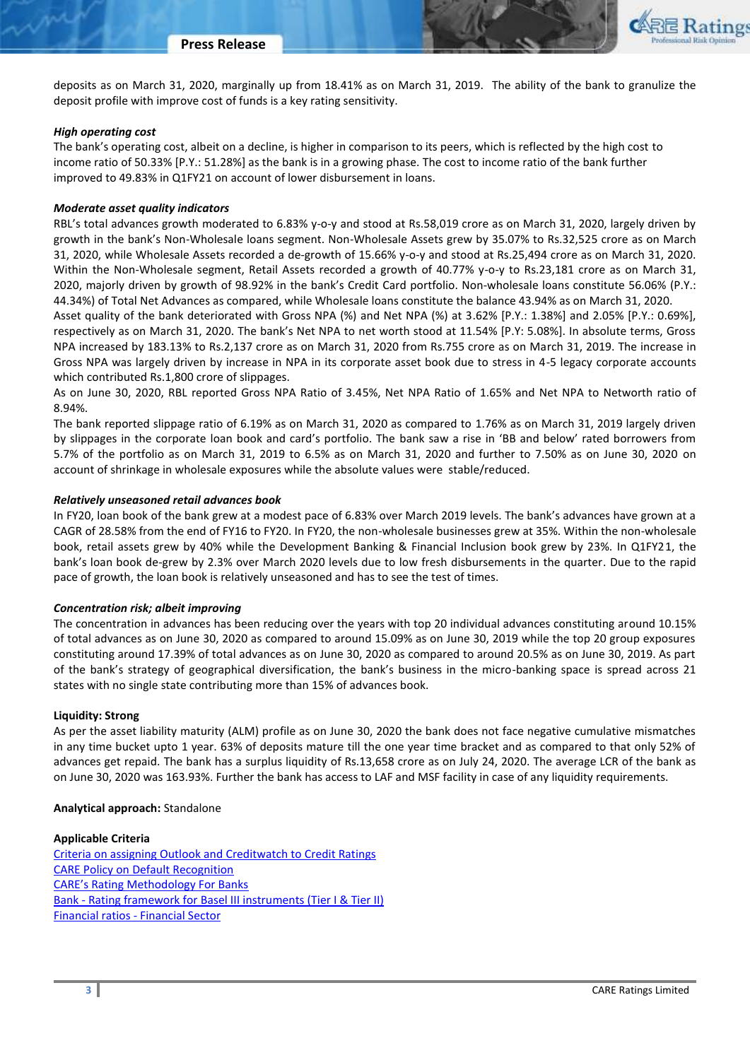deposits as on March 31, 2020, marginally up from 18.41% as on March 31, 2019. The ability of the bank to granulize the deposit profile with improve cost of funds is a key rating sensitivity.

***High operating cost***

The bank's operating cost, albeit on a decline, is higher in comparison to its peers, which is reflected by the high cost to income ratio of 50.33% [P.Y.: 51.28%] as the bank is in a growing phase. The cost to income ratio of the bank further improved to 49.83% in Q1FY21 on account of lower disbursement in loans.

***Moderate asset quality indicators***

RBL's total advances growth moderated to 6.83% y-o-y and stood at Rs.58,019 crore as on March 31, 2020, largely driven by growth in the bank's Non-Wholesale loans segment. Non-Wholesale Assets grew by 35.07% to Rs.32,525 crore as on March 31, 2020, while Wholesale Assets recorded a de-growth of 15.66% y-o-y and stood at Rs.25,494 crore as on March 31, 2020. Within the Non-Wholesale segment, Retail Assets recorded a growth of 40.77% y-o-y to Rs.23,181 crore as on March 31, 2020, majorly driven by growth of 98.92% in the bank's Credit Card portfolio. Non-wholesale loans constitute 56.06% (P.Y.: 44.34%) of Total Net Advances as compared, while Wholesale loans constitute the balance 43.94% as on March 31, 2020.

Asset quality of the bank deteriorated with Gross NPA (%) and Net NPA (%) at 3.62% [P.Y.: 1.38%] and 2.05% [P.Y.: 0.69%], respectively as on March 31, 2020. The bank's Net NPA to net worth stood at 11.54% [P.Y: 5.08%]. In absolute terms, Gross NPA increased by 183.13% to Rs.2,137 crore as on March 31, 2020 from Rs.755 crore as on March 31, 2019. The increase in Gross NPA was largely driven by increase in NPA in its corporate asset book due to stress in 4-5 legacy corporate accounts which contributed Rs.1,800 crore of slippages.

As on June 30, 2020, RBL reported Gross NPA Ratio of 3.45%, Net NPA Ratio of 1.65% and Net NPA to Networth ratio of 8.94%.

The bank reported slippage ratio of 6.19% as on March 31, 2020 as compared to 1.76% as on March 31, 2019 largely driven by slippages in the corporate loan book and card's portfolio. The bank saw a rise in 'BB and below' rated borrowers from 5.7% of the portfolio as on March 31, 2019 to 6.5% as on March 31, 2020 and further to 7.50% as on June 30, 2020 on account of shrinkage in wholesale exposures while the absolute values were stable/reduced.

***Relatively unseasoned retail advances book***

In FY20, loan book of the bank grew at a modest pace of 6.83% over March 2019 levels. The bank's advances have grown at a CAGR of 28.58% from the end of FY16 to FY20. In FY20, the non-wholesale businesses grew at 35%. Within the non-wholesale book, retail assets grew by 40% while the Development Banking & Financial Inclusion book grew by 23%. In Q1FY21, the bank's loan book de-grew by 2.3% over March 2020 levels due to low fresh disbursements in the quarter. Due to the rapid pace of growth, the loan book is relatively unseasoned and has to see the test of times.

***Concentration risk; albeit improving***

The concentration in advances has been reducing over the years with top 20 individual advances constituting around 10.15% of total advances as on June 30, 2020 as compared to around 15.09% as on June 30, 2019 while the top 20 group exposures constituting around 17.39% of total advances as on June 30, 2020 as compared to around 20.5% as on June 30, 2019. As part of the bank's strategy of geographical diversification, the bank's business in the micro-banking space is spread across 21 states with no single state contributing more than 15% of advances book.

**Liquidity: Strong**

As per the asset liability maturity (ALM) profile as on June 30, 2020 the bank does not face negative cumulative mismatches in any time bucket upto 1 year. 63% of deposits mature till the one year time bracket and as compared to that only 52% of advances get repaid. The bank has a surplus liquidity of Rs.13,658 crore as on July 24, 2020. The average LCR of the bank as on June 30, 2020 was 163.93%. Further the bank has access to LAF and MSF facility in case of any liquidity requirements.

**Analytical approach:** Standalone

**Applicable Criteria**

Criteria on assigning Outlook and Creditwatch to Credit Ratings
CARE Policy on Default Recognition
CARE's Rating Methodology For Banks
Bank - Rating framework for Basel III instruments (Tier I & Tier II)
Financial ratios - Financial Sector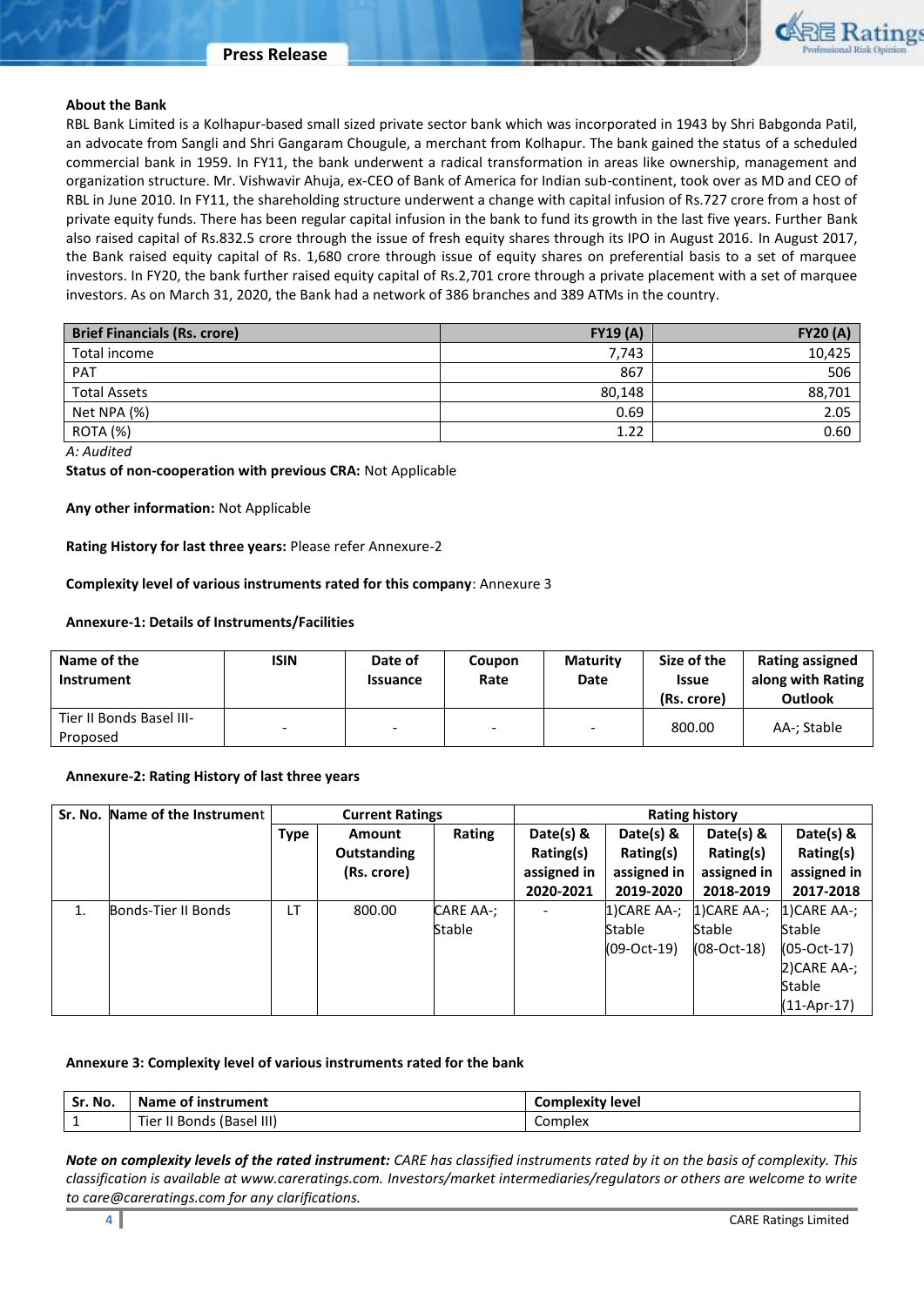**About the Bank**

RBL Bank Limited is a Kolhapur-based small sized private sector bank which was incorporated in 1943 by Shri Babgonda Patil, an advocate from Sangli and Shri Gangaram Chougule, a merchant from Kolhapur. The bank gained the status of a scheduled commercial bank in 1959. In FY11, the bank underwent a radical transformation in areas like ownership, management and organization structure. Mr. Vishwavir Ahuja, ex-CEO of Bank of America for Indian sub-continent, took over as MD and CEO of RBL in June 2010. In FY11, the shareholding structure underwent a change with capital infusion of Rs.727 crore from a host of private equity funds. There has been regular capital infusion in the bank to fund its growth in the last five years. Further Bank also raised capital of Rs.832.5 crore through the issue of fresh equity shares through its IPO in August 2016. In August 2017, the Bank raised equity capital of Rs. 1,680 crore through issue of equity shares on preferential basis to a set of marquee investors. In FY20, the bank further raised equity capital of Rs.2,701 crore through a private placement with a set of marquee investors. As on March 31, 2020, the Bank had a network of 386 branches and 389 ATMs in the country.

| Brief Financials (Rs. crore) | FY19 (A) | FY20 (A) |
|---|---|---|
| Total income | 7,743 | 10,425 |
| PAT | 867 | 506 |
| Total Assets | 80,148 | 88,701 |
| Net NPA (%) | 0.69 | 2.05 |
| ROTA (%) | 1.22 | 0.60 |

*A: Audited*

**Status of non-cooperation with previous CRA:** Not Applicable

**Any other information:** Not Applicable

**Rating History for last three years:** Please refer Annexure-2

**Complexity level of various instruments rated for this company**: Annexure 3

**Annexure-1: Details of Instruments/Facilities**

| Name of the Instrument | ISIN | Date of Issuance | Coupon Rate | Maturity Date | Size of the Issue (Rs. crore) | Rating assigned along with Rating Outlook |
|---|---|---|---|---|---|---|
| Tier II Bonds Basel III-Proposed | - | - | - | - | 800.00 | AA-; Stable |

**Annexure-2: Rating History of last three years**

| Sr. No. | Name of the Instrument | Current Ratings | | | Rating history | | | |
|---|---|---|---|---|---|---|---|---|
| | | Type | Amount Outstanding (Rs. crore) | Rating | Date(s) & Rating(s) assigned in 2020-2021 | Date(s) & Rating(s) assigned in 2019-2020 | Date(s) & Rating(s) assigned in 2018-2019 | Date(s) & Rating(s) assigned in 2017-2018 |
| 1. | Bonds-Tier II Bonds | LT | 800.00 | CARE AA-; Stable | - | 1)CARE AA-; Stable (09-Oct-19) | 1)CARE AA-; Stable (08-Oct-18) | 1)CARE AA-; Stable (05-Oct-17) 2)CARE AA-; Stable (11-Apr-17) |

**Annexure 3: Complexity level of various instruments rated for the bank**

| Sr. No. | Name of instrument | Complexity level |
|---|---|---|
| 1 | Tier II Bonds (Basel III) | Complex |

***Note on complexity levels of the rated instrument:*** *CARE has classified instruments rated by it on the basis of complexity. This classification is available at www.careratings.com. Investors/market intermediaries/regulators or others are welcome to write to care@careratings.com for any clarifications.*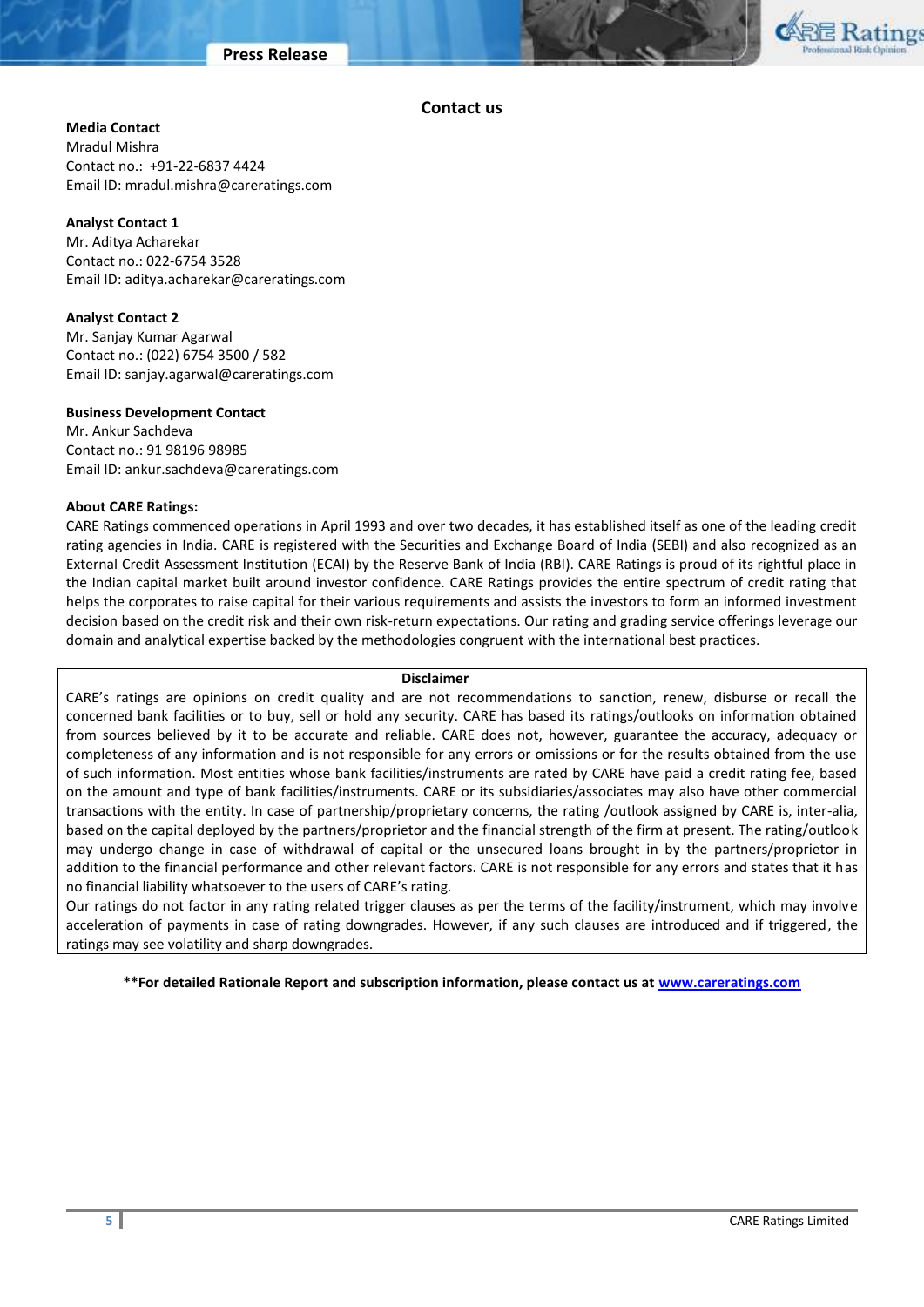## Contact us

**Media Contact**
Mradul Mishra
Contact no.: +91-22-6837 4424
Email ID: mradul.mishra@careratings.com

**Analyst Contact 1**
Mr. Aditya Acharekar
Contact no.: 022-6754 3528
Email ID: aditya.acharekar@careratings.com

**Analyst Contact 2**
Mr. Sanjay Kumar Agarwal
Contact no.: (022) 6754 3500 / 582
Email ID: sanjay.agarwal@careratings.com

**Business Development Contact**
Mr. Ankur Sachdeva
Contact no.: 91 98196 98985
Email ID: ankur.sachdeva@careratings.com

**About CARE Ratings:**
CARE Ratings commenced operations in April 1993 and over two decades, it has established itself as one of the leading credit rating agencies in India. CARE is registered with the Securities and Exchange Board of India (SEBI) and also recognized as an External Credit Assessment Institution (ECAI) by the Reserve Bank of India (RBI). CARE Ratings is proud of its rightful place in the Indian capital market built around investor confidence. CARE Ratings provides the entire spectrum of credit rating that helps the corporates to raise capital for their various requirements and assists the investors to form an informed investment decision based on the credit risk and their own risk-return expectations. Our rating and grading service offerings leverage our domain and analytical expertise backed by the methodologies congruent with the international best practices.

**Disclaimer**

CARE's ratings are opinions on credit quality and are not recommendations to sanction, renew, disburse or recall the concerned bank facilities or to buy, sell or hold any security. CARE has based its ratings/outlooks on information obtained from sources believed by it to be accurate and reliable. CARE does not, however, guarantee the accuracy, adequacy or completeness of any information and is not responsible for any errors or omissions or for the results obtained from the use of such information. Most entities whose bank facilities/instruments are rated by CARE have paid a credit rating fee, based on the amount and type of bank facilities/instruments. CARE or its subsidiaries/associates may also have other commercial transactions with the entity. In case of partnership/proprietary concerns, the rating /outlook assigned by CARE is, inter-alia, based on the capital deployed by the partners/proprietor and the financial strength of the firm at present. The rating/outlook may undergo change in case of withdrawal of capital or the unsecured loans brought in by the partners/proprietor in addition to the financial performance and other relevant factors. CARE is not responsible for any errors and states that it has no financial liability whatsoever to the users of CARE's rating.
Our ratings do not factor in any rating related trigger clauses as per the terms of the facility/instrument, which may involve acceleration of payments in case of rating downgrades. However, if any such clauses are introduced and if triggered, the ratings may see volatility and sharp downgrades.

**\*\*For detailed Rationale Report and subscription information, please contact us at [www.careratings.com](http://www.careratings.com)**